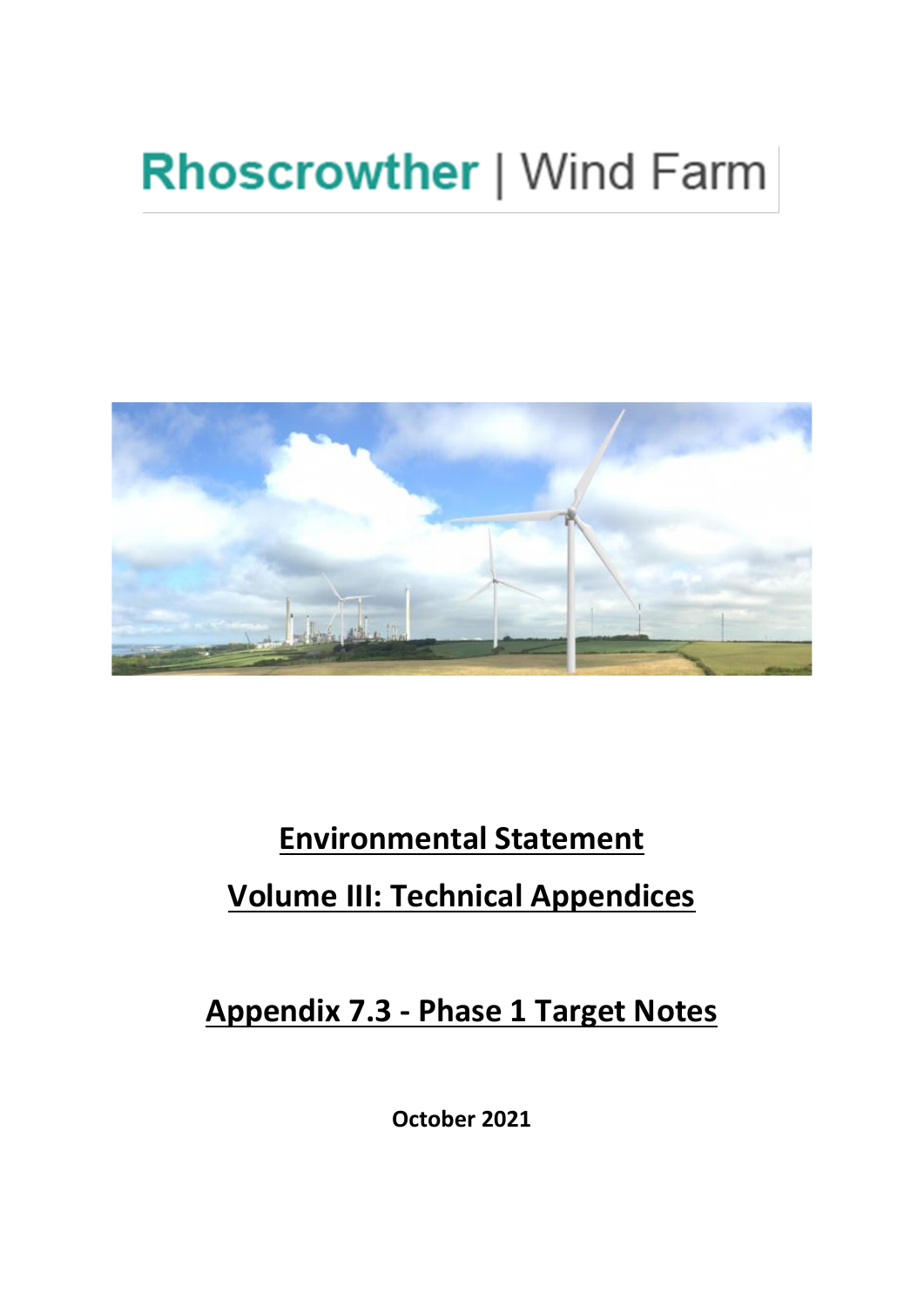# Rhoscrowther | Wind Farm

## Environmental Statement

## Volume III: Technical Appendices

## Appendix 7.3 - Phase 1 Target Notes

**October 2021**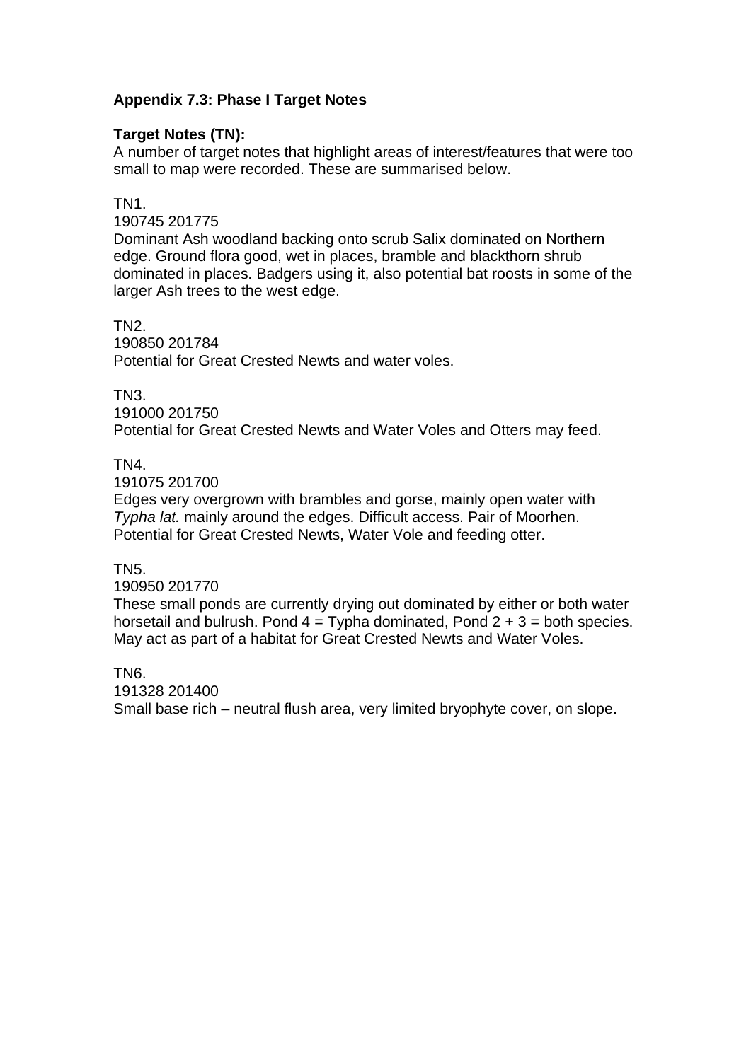**Appendix 7.3: Phase I Target Notes**

**Target Notes (TN):**
A number of target notes that highlight areas of interest/features that were too small to map were recorded. These are summarised below.

TN1.
190745 201775
Dominant Ash woodland backing onto scrub Salix dominated on Northern edge. Ground flora good, wet in places, bramble and blackthorn shrub dominated in places. Badgers using it, also potential bat roosts in some of the larger Ash trees to the west edge.

TN2.
190850 201784
Potential for Great Crested Newts and water voles.

TN3.
191000 201750
Potential for Great Crested Newts and Water Voles and Otters may feed.

TN4.
191075 201700
Edges very overgrown with brambles and gorse, mainly open water with *Typha lat.* mainly around the edges. Difficult access. Pair of Moorhen. Potential for Great Crested Newts, Water Vole and feeding otter.

TN5.
190950 201770
These small ponds are currently drying out dominated by either or both water horsetail and bulrush. Pond 4 = Typha dominated, Pond 2 + 3 = both species. May act as part of a habitat for Great Crested Newts and Water Voles.

TN6.
191328 201400
Small base rich – neutral flush area, very limited bryophyte cover, on slope.